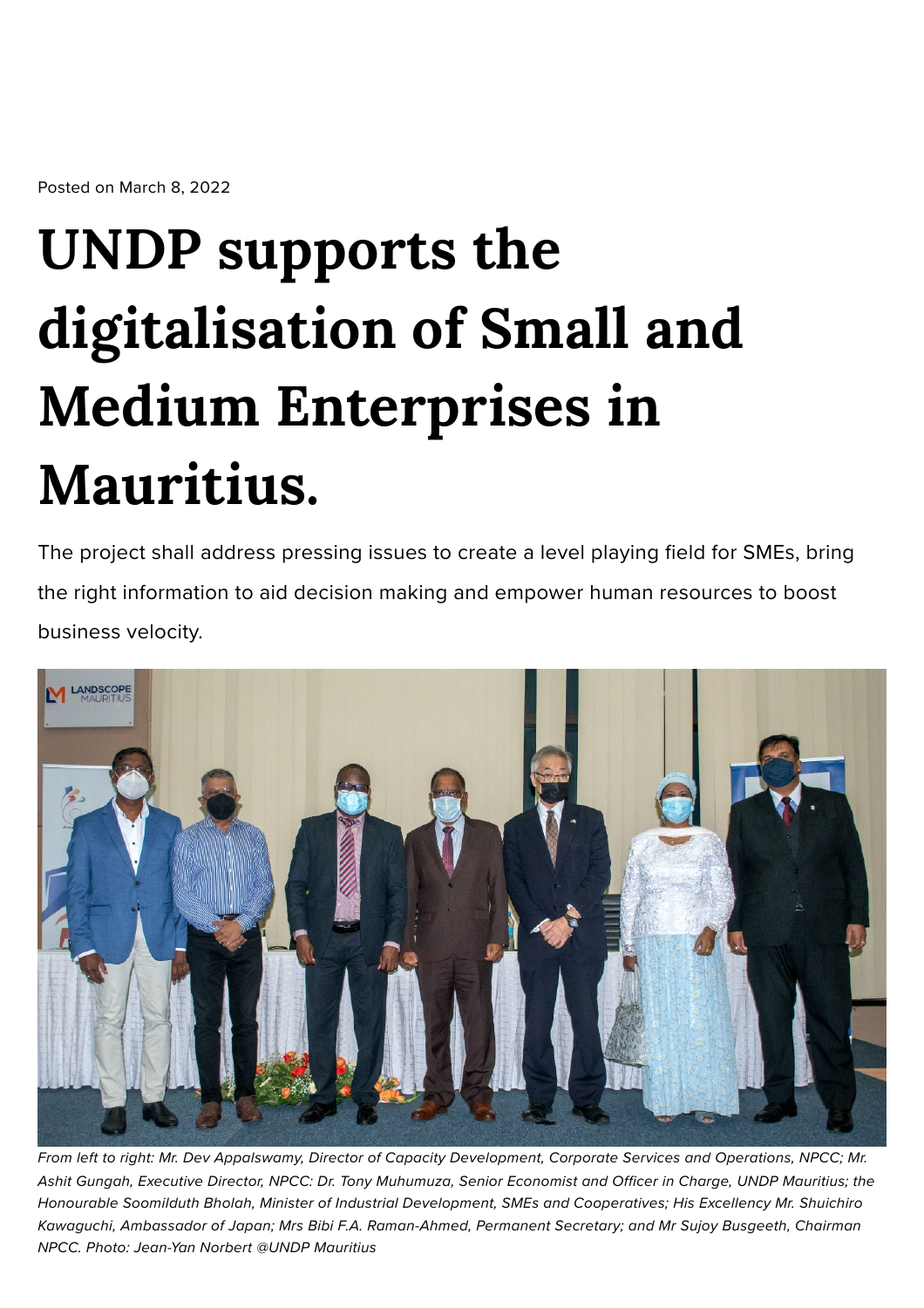Posted on March 8, 2022

# UNDP supports the digitalisation of Small and Medium Enterprises in Mauritius.

The project shall address pressing issues to create a level playing field for SMEs, bring the right information to aid decision making and empower human resources to boost business velocity.

*From left to right: Mr. Dev Appalswamy, Director of Capacity Development, Corporate Services and Operations, NPCC; Mr. Ashit Gungah, Executive Director, NPCC: Dr. Tony Muhumuza, Senior Economist and Officer in Charge, UNDP Mauritius; the Honourable Soomilduth Bholah, Minister of Industrial Development, SMEs and Cooperatives; His Excellency Mr. Shuichiro Kawaguchi, Ambassador of Japan; Mrs Bibi F.A. Raman-Ahmed, Permanent Secretary; and Mr Sujoy Busgeeth, Chairman NPCC. Photo: Jean-Yan Norbert @UNDP Mauritius*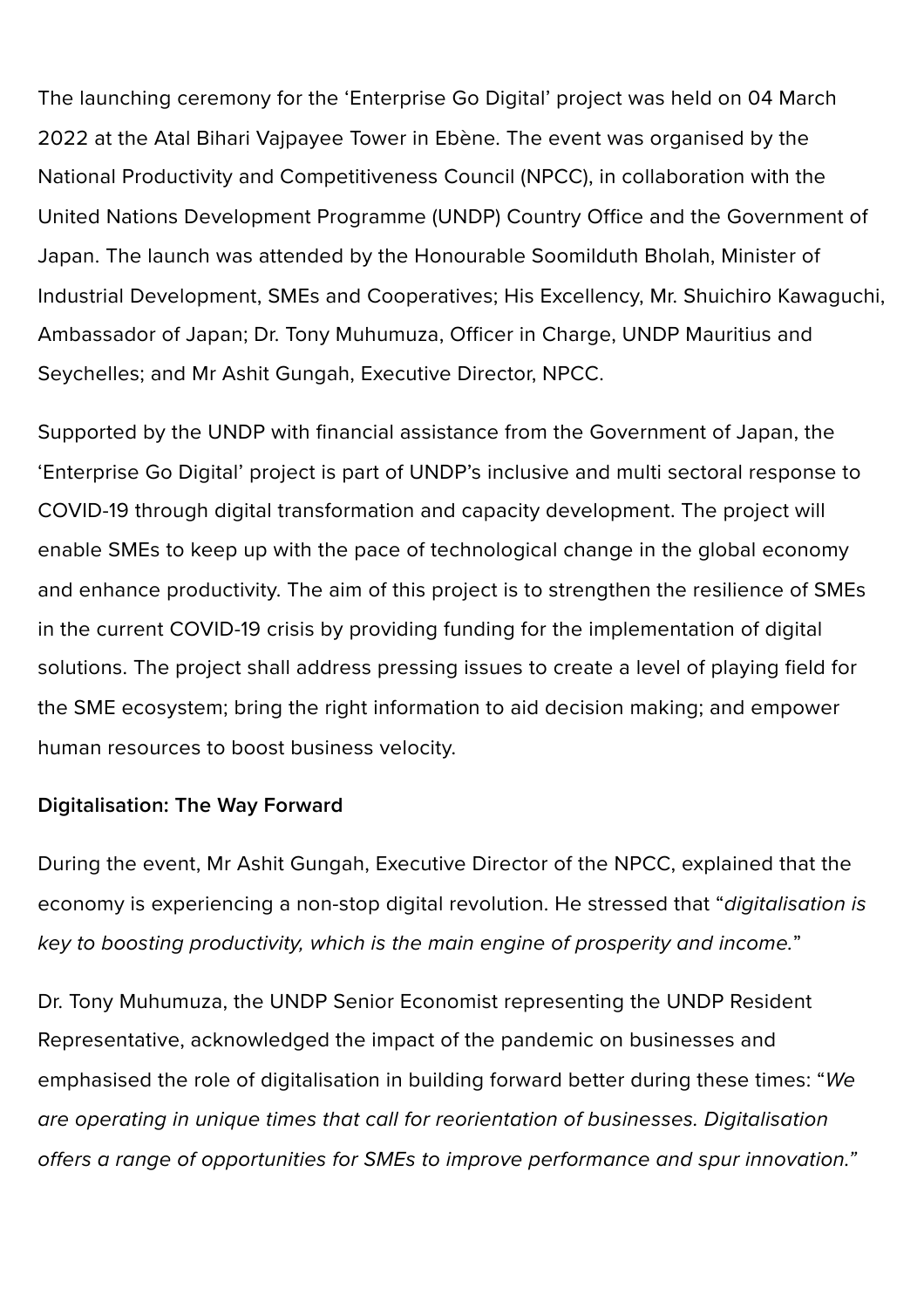The launching ceremony for the ‘Enterprise Go Digital’ project was held on 04 March 2022 at the Atal Bihari Vajpayee Tower in Ebène. The event was organised by the National Productivity and Competitiveness Council (NPCC), in collaboration with the United Nations Development Programme (UNDP) Country Office and the Government of Japan. The launch was attended by the Honourable Soomilduth Bholah, Minister of Industrial Development, SMEs and Cooperatives; His Excellency, Mr. Shuichiro Kawaguchi, Ambassador of Japan; Dr. Tony Muhumuza, Officer in Charge, UNDP Mauritius and Seychelles; and Mr Ashit Gungah, Executive Director, NPCC.

Supported by the UNDP with financial assistance from the Government of Japan, the ‘Enterprise Go Digital’ project is part of UNDP’s inclusive and multi sectoral response to COVID-19 through digital transformation and capacity development. The project will enable SMEs to keep up with the pace of technological change in the global economy and enhance productivity. The aim of this project is to strengthen the resilience of SMEs in the current COVID-19 crisis by providing funding for the implementation of digital solutions. The project shall address pressing issues to create a level of playing field for the SME ecosystem; bring the right information to aid decision making; and empower human resources to boost business velocity.

**Digitalisation: The Way Forward**

During the event, Mr Ashit Gungah, Executive Director of the NPCC, explained that the economy is experiencing a non-stop digital revolution. He stressed that “*digitalisation is key to boosting productivity, which is the main engine of prosperity and income.*”

Dr. Tony Muhumuza, the UNDP Senior Economist representing the UNDP Resident Representative, acknowledged the impact of the pandemic on businesses and emphasised the role of digitalisation in building forward better during these times: “*We are operating in unique times that call for reorientation of businesses. Digitalisation offers a range of opportunities for SMEs to improve performance and spur innovation.*”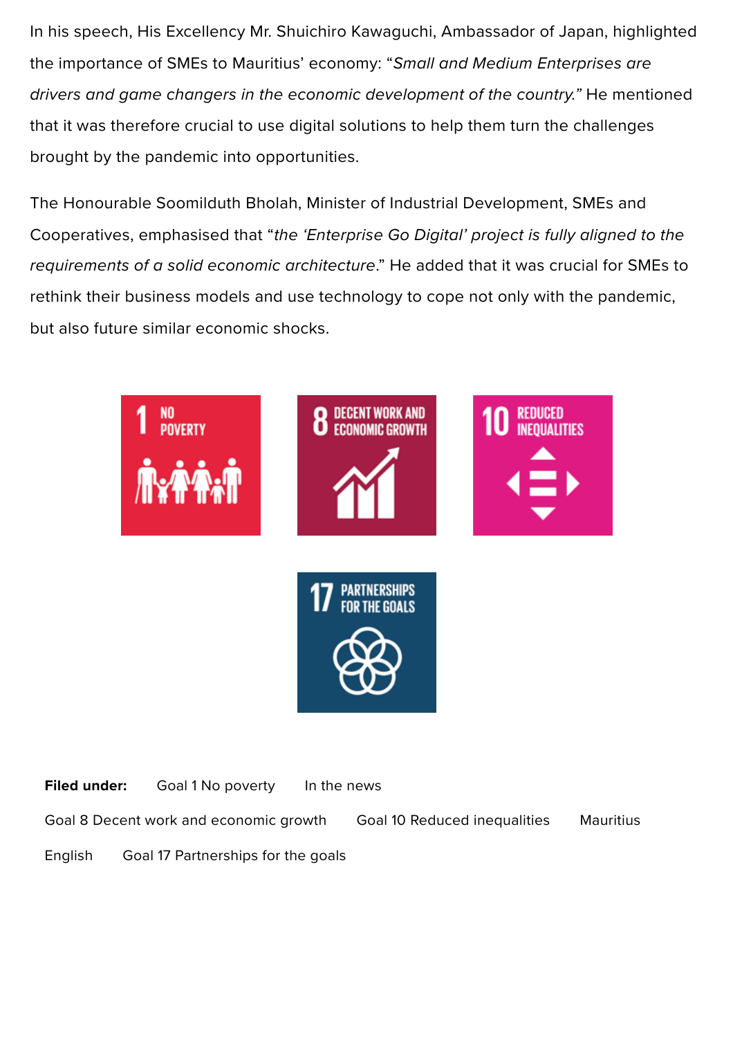In his speech, His Excellency Mr. Shuichiro Kawaguchi, Ambassador of Japan, highlighted the importance of SMEs to Mauritius' economy: "*Small and Medium Enterprises are drivers and game changers in the economic development of the country.*" He mentioned that it was therefore crucial to use digital solutions to help them turn the challenges brought by the pandemic into opportunities.

The Honourable Soomilduth Bholah, Minister of Industrial Development, SMEs and Cooperatives, emphasised that "*the 'Enterprise Go Digital' project is fully aligned to the requirements of a solid economic architecture*." He added that it was crucial for SMEs to rethink their business models and use technology to cope not only with the pandemic, but also future similar economic shocks.

1 NO POVERTY

8 DECENT WORK AND ECONOMIC GROWTH

10 REDUCED INEQUALITIES

17 PARTNERSHIPS FOR THE GOALS

**Filed under:** Goal 1 No poverty In the news Goal 8 Decent work and economic growth Goal 10 Reduced inequalities Mauritius English Goal 17 Partnerships for the goals